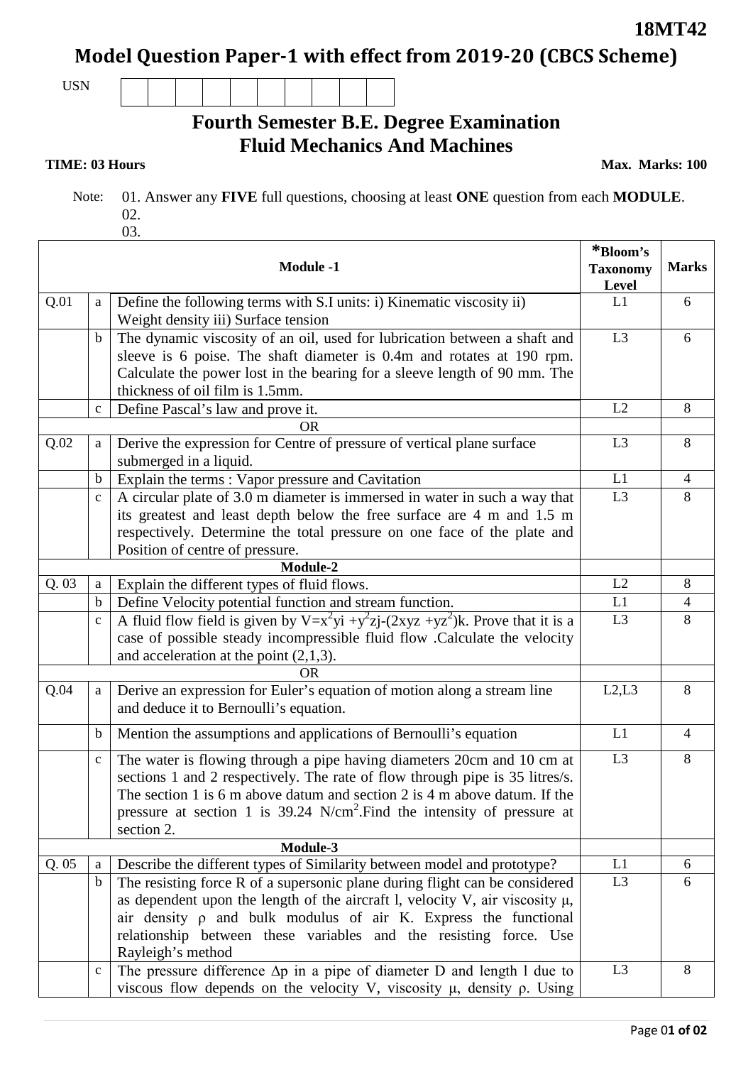**18MT42**

# Model Question Paper-1 with effect from 2019-20 (CBCS Scheme)

USN | | | | | | | | | |

## Fourth Semester B.E. Degree Examination
## Fluid Mechanics And Machines

**TIME: 03 Hours** **Max. Marks: 100**

Note: 01. Answer any **FIVE** full questions, choosing at least **ONE** question from each **MODULE**.
02.
03.

| | | **Module -1** | ***Bloom's Taxonomy Level** | **Marks** |
|---|---|---|---|---|
| Q.01 | a | Define the following terms with S.I units: i) Kinematic viscosity ii) Weight density iii) Surface tension | L1 | 6 |
| | b | The dynamic viscosity of an oil, used for lubrication between a shaft and sleeve is 6 poise. The shaft diameter is 0.4m and rotates at 190 rpm. Calculate the power lost in the bearing for a sleeve length of 90 mm. The thickness of oil film is 1.5mm. | L3 | 6 |
| | c | Define Pascal's law and prove it. | L2 | 8 |
| | | OR | | |
| Q.02 | a | Derive the expression for Centre of pressure of vertical plane surface submerged in a liquid. | L3 | 8 |
| | b | Explain the terms : Vapor pressure and Cavitation | L1 | 4 |
| | c | A circular plate of 3.0 m diameter is immersed in water in such a way that its greatest and least depth below the free surface are 4 m and 1.5 m respectively. Determine the total pressure on one face of the plate and Position of centre of pressure. | L3 | 8 |
| | | **Module-2** | | |
| Q. 03 | a | Explain the different types of fluid flows. | L2 | 8 |
| | b | Define Velocity potential function and stream function. | L1 | 4 |
| | c | A fluid flow field is given by $V=x^2yi +y^2zj-(2xyz +yz^2)k$. Prove that it is a case of possible steady incompressible fluid flow .Calculate the velocity and acceleration at the point (2,1,3). | L3 | 8 |
| | | OR | | |
| Q.04 | a | Derive an expression for Euler's equation of motion along a stream line and deduce it to Bernoulli's equation. | L2,L3 | 8 |
| | b | Mention the assumptions and applications of Bernoulli's equation | L1 | 4 |
| | c | The water is flowing through a pipe having diameters 20cm and 10 cm at sections 1 and 2 respectively. The rate of flow through pipe is 35 litres/s. The section 1 is 6 m above datum and section 2 is 4 m above datum. If the pressure at section 1 is 39.24 $N/cm^2$.Find the intensity of pressure at section 2. | L3 | 8 |
| | | **Module-3** | | |
| Q. 05 | a | Describe the different types of Similarity between model and prototype? | L1 | 6 |
| | b | The resisting force R of a supersonic plane during flight can be considered as dependent upon the length of the aircraft l, velocity V, air viscosity $\mu$, air density $\rho$ and bulk modulus of air K. Express the functional relationship between these variables and the resisting force. Use Rayleigh's method | L3 | 6 |
| | c | The pressure difference $\Delta p$ in a pipe of diameter D and length l due to viscous flow depends on the velocity V, viscosity $\mu$, density $\rho$. Using | L3 | 8 |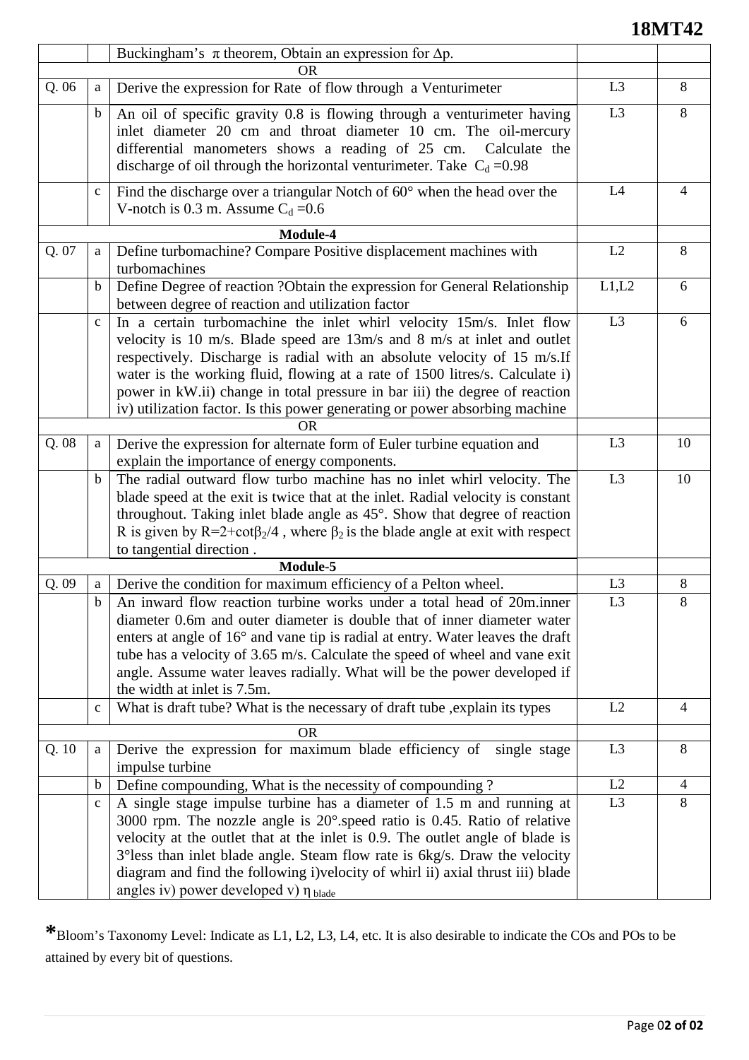| | | | | |
|---|---|---|---|---|
| | | Buckingham's $\pi$ theorem, Obtain an expression for $\Delta p$. | | |
| | | OR | | |
| Q. 06 | a | Derive the expression for Rate of flow through a Venturimeter | L3 | 8 |
| | b | An oil of specific gravity 0.8 is flowing through a venturimeter having inlet diameter 20 cm and throat diameter 10 cm. The oil-mercury differential manometers shows a reading of 25 cm. Calculate the discharge of oil through the horizontal venturimeter. Take $C_d$ =0.98 | L3 | 8 |
| | c | Find the discharge over a triangular Notch of 60° when the head over the V-notch is 0.3 m. Assume $C_d$ =0.6 | L4 | 4 |
| | | **Module-4** | | |
| Q. 07 | a | Define turbomachine? Compare Positive displacement machines with turbomachines | L2 | 8 |
| | b | Define Degree of reaction ?Obtain the expression for General Relationship between degree of reaction and utilization factor | L1,L2 | 6 |
| | c | In a certain turbomachine the inlet whirl velocity 15m/s. Inlet flow velocity is 10 m/s. Blade speed are 13m/s and 8 m/s at inlet and outlet respectively. Discharge is radial with an absolute velocity of 15 m/s.If water is the working fluid, flowing at a rate of 1500 litres/s. Calculate i) power in kW.ii) change in total pressure in bar iii) the degree of reaction iv) utilization factor. Is this power generating or power absorbing machine | L3 | 6 |
| | | OR | | |
| Q. 08 | a | Derive the expression for alternate form of Euler turbine equation and explain the importance of energy components. | L3 | 10 |
| | b | The radial outward flow turbo machine has no inlet whirl velocity. The blade speed at the exit is twice that at the inlet. Radial velocity is constant throughout. Taking inlet blade angle as 45°. Show that degree of reaction R is given by $R=2+\cot\beta_2/4$ , where $\beta_2$ is the blade angle at exit with respect to tangential direction . | L3 | 10 |
| | | **Module-5** | | |
| Q. 09 | a | Derive the condition for maximum efficiency of a Pelton wheel. | L3 | 8 |
| | b | An inward flow reaction turbine works under a total head of 20m.inner diameter 0.6m and outer diameter is double that of inner diameter water enters at angle of 16° and vane tip is radial at entry. Water leaves the draft tube has a velocity of 3.65 m/s. Calculate the speed of wheel and vane exit angle. Assume water leaves radially. What will be the power developed if the width at inlet is 7.5m. | L3 | 8 |
| | c | What is draft tube? What is the necessary of draft tube ,explain its types | L2 | 4 |
| | | OR | | |
| Q. 10 | a | Derive the expression for maximum blade efficiency of single stage impulse turbine | L3 | 8 |
| | b | Define compounding, What is the necessity of compounding ? | L2 | 4 |
| | c | A single stage impulse turbine has a diameter of 1.5 m and running at 3000 rpm. The nozzle angle is 20°.speed ratio is 0.45. Ratio of relative velocity at the outlet that at the inlet is 0.9. The outlet angle of blade is 3°less than inlet blade angle. Steam flow rate is 6kg/s. Draw the velocity diagram and find the following i)velocity of whirl ii) axial thrust iii) blade angles iv) power developed v) $\eta_{blade}$ | L3 | 8 |

*Bloom's Taxonomy Level: Indicate as L1, L2, L3, L4, etc. It is also desirable to indicate the COs and POs to be attained by every bit of questions.